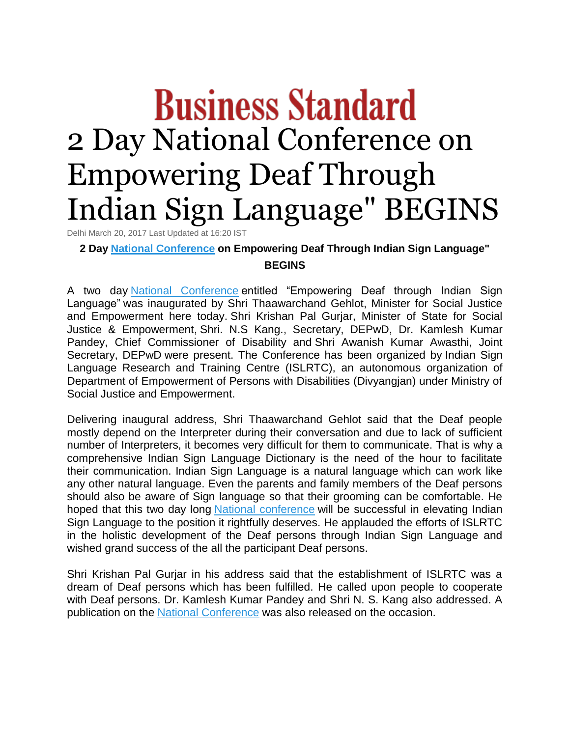Business Standard

# 2 Day National Conference on Empowering Deaf Through Indian Sign Language" BEGINS

Delhi March 20, 2017 Last Updated at 16:20 IST

**2 Day National Conference on Empowering Deaf Through Indian Sign Language" BEGINS**

A two day National Conference entitled "Empowering Deaf through Indian Sign Language" was inaugurated by Shri Thaawarchand Gehlot, Minister for Social Justice and Empowerment here today. Shri Krishan Pal Gurjar, Minister of State for Social Justice & Empowerment, Shri. N.S Kang., Secretary, DEPwD, Dr. Kamlesh Kumar Pandey, Chief Commissioner of Disability and Shri Awanish Kumar Awasthi, Joint Secretary, DEPwD were present. The Conference has been organized by Indian Sign Language Research and Training Centre (ISLRTC), an autonomous organization of Department of Empowerment of Persons with Disabilities (Divyangjan) under Ministry of Social Justice and Empowerment.

Delivering inaugural address, Shri Thaawarchand Gehlot said that the Deaf people mostly depend on the Interpreter during their conversation and due to lack of sufficient number of Interpreters, it becomes very difficult for them to communicate. That is why a comprehensive Indian Sign Language Dictionary is the need of the hour to facilitate their communication. Indian Sign Language is a natural language which can work like any other natural language. Even the parents and family members of the Deaf persons should also be aware of Sign language so that their grooming can be comfortable. He hoped that this two day long National conference will be successful in elevating Indian Sign Language to the position it rightfully deserves. He applauded the efforts of ISLRTC in the holistic development of the Deaf persons through Indian Sign Language and wished grand success of the all the participant Deaf persons.

Shri Krishan Pal Gurjar in his address said that the establishment of ISLRTC was a dream of Deaf persons which has been fulfilled. He called upon people to cooperate with Deaf persons. Dr. Kamlesh Kumar Pandey and Shri N. S. Kang also addressed. A publication on the National Conference was also released on the occasion.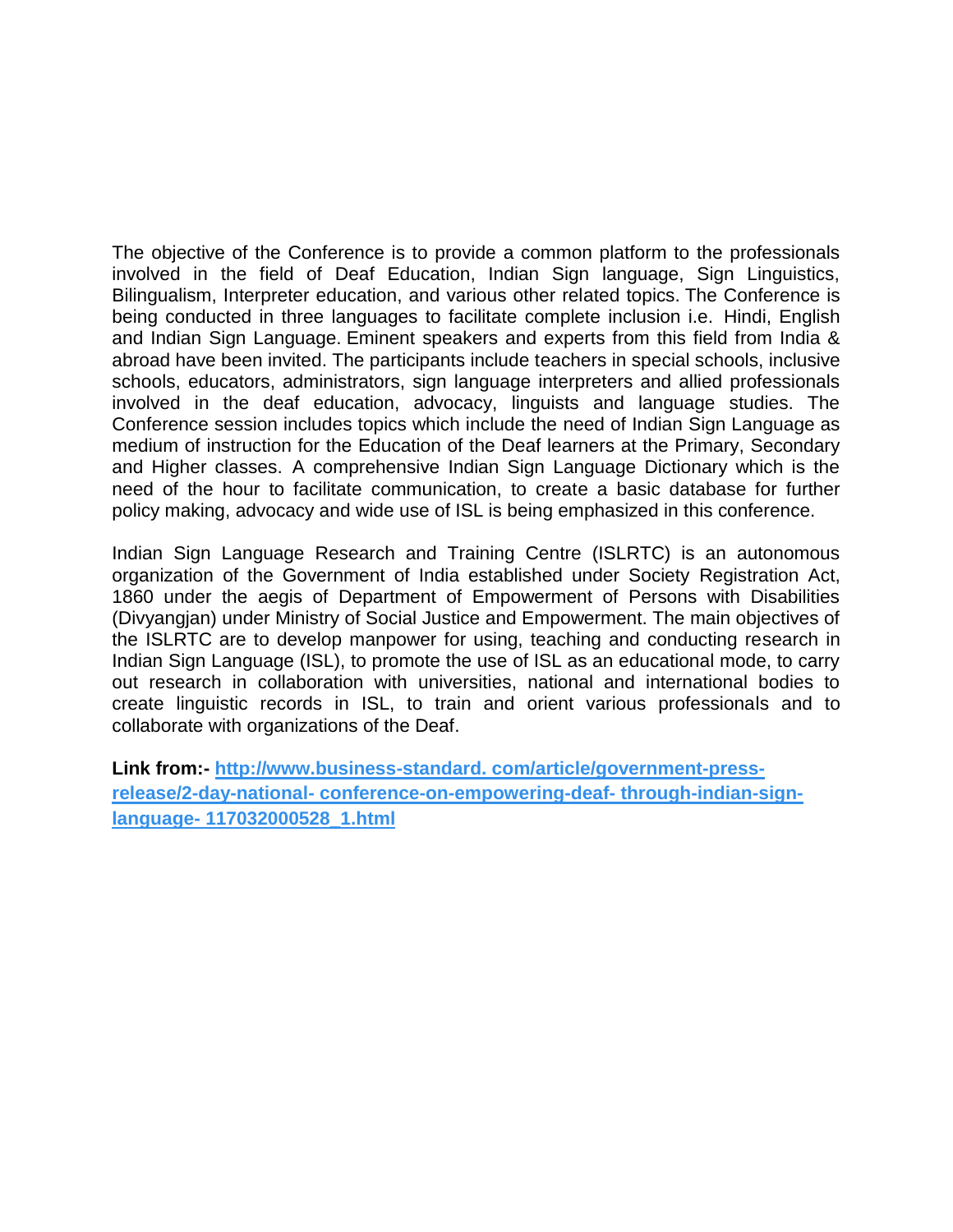The objective of the Conference is to provide a common platform to the professionals involved in the field of Deaf Education, Indian Sign language, Sign Linguistics, Bilingualism, Interpreter education, and various other related topics. The Conference is being conducted in three languages to facilitate complete inclusion i.e. Hindi, English and Indian Sign Language. Eminent speakers and experts from this field from India & abroad have been invited. The participants include teachers in special schools, inclusive schools, educators, administrators, sign language interpreters and allied professionals involved in the deaf education, advocacy, linguists and language studies. The Conference session includes topics which include the need of Indian Sign Language as medium of instruction for the Education of the Deaf learners at the Primary, Secondary and Higher classes. A comprehensive Indian Sign Language Dictionary which is the need of the hour to facilitate communication, to create a basic database for further policy making, advocacy and wide use of ISL is being emphasized in this conference.

Indian Sign Language Research and Training Centre (ISLRTC) is an autonomous organization of the Government of India established under Society Registration Act, 1860 under the aegis of Department of Empowerment of Persons with Disabilities (Divyangjan) under Ministry of Social Justice and Empowerment. The main objectives of the ISLRTC are to develop manpower for using, teaching and conducting research in Indian Sign Language (ISL), to promote the use of ISL as an educational mode, to carry out research in collaboration with universities, national and international bodies to create linguistic records in ISL, to train and orient various professionals and to collaborate with organizations of the Deaf.

**Link from:-** **[http://www.business-standard. com/article/government-press-release/2-day-national- conference-on-empowering-deaf- through-indian-sign-language- 117032000528_1.html](http://www.business-standard.com/article/government-press-release/2-day-national-conference-on-empowering-deaf-through-indian-sign-language-117032000528_1.html)**